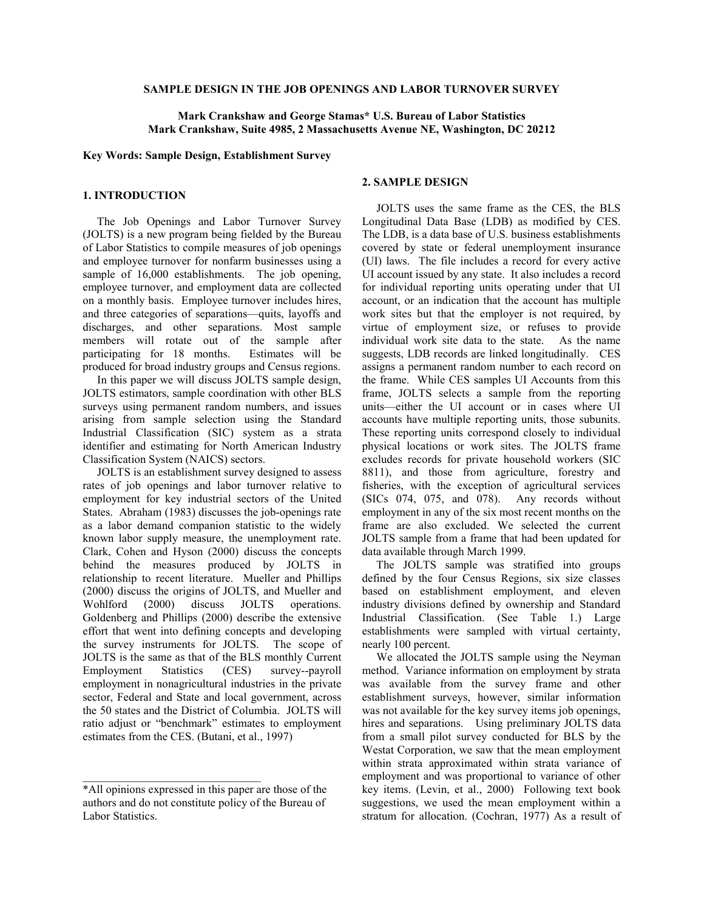# SAMPLE DESIGN IN THE JOB OPENINGS AND LABOR TURNOVER SURVEY

**Mark Crankshaw and George Stamas* U.S. Bureau of Labor Statistics**
**Mark Crankshaw, Suite 4985, 2 Massachusetts Avenue NE, Washington, DC 20212**

**Key Words: Sample Design, Establishment Survey**

## 1. INTRODUCTION

The Job Openings and Labor Turnover Survey (JOLTS) is a new program being fielded by the Bureau of Labor Statistics to compile measures of job openings and employee turnover for nonfarm businesses using a sample of 16,000 establishments. The job opening, employee turnover, and employment data are collected on a monthly basis. Employee turnover includes hires, and three categories of separations—quits, layoffs and discharges, and other separations. Most sample members will rotate out of the sample after participating for 18 months. Estimates will be produced for broad industry groups and Census regions.

In this paper we will discuss JOLTS sample design, JOLTS estimators, sample coordination with other BLS surveys using permanent random numbers, and issues arising from sample selection using the Standard Industrial Classification (SIC) system as a strata identifier and estimating for North American Industry Classification System (NAICS) sectors.

JOLTS is an establishment survey designed to assess rates of job openings and labor turnover relative to employment for key industrial sectors of the United States. Abraham (1983) discusses the job-openings rate as a labor demand companion statistic to the widely known labor supply measure, the unemployment rate. Clark, Cohen and Hyson (2000) discuss the concepts behind the measures produced by JOLTS in relationship to recent literature. Mueller and Phillips (2000) discuss the origins of JOLTS, and Mueller and Wohlford (2000) discuss JOLTS operations. Goldenberg and Phillips (2000) describe the extensive effort that went into defining concepts and developing the survey instruments for JOLTS. The scope of JOLTS is the same as that of the BLS monthly Current Employment Statistics (CES) survey--payroll employment in nonagricultural industries in the private sector, Federal and State and local government, across the 50 states and the District of Columbia. JOLTS will ratio adjust or "benchmark" estimates to employment estimates from the CES. (Butani, et al., 1997)

*All opinions expressed in this paper are those of the authors and do not constitute policy of the Bureau of Labor Statistics.

## 2. SAMPLE DESIGN

JOLTS uses the same frame as the CES, the BLS Longitudinal Data Base (LDB) as modified by CES. The LDB, is a data base of U.S. business establishments covered by state or federal unemployment insurance (UI) laws. The file includes a record for every active UI account issued by any state. It also includes a record for individual reporting units operating under that UI account, or an indication that the account has multiple work sites but that the employer is not required, by virtue of employment size, or refuses to provide individual work site data to the state. As the name suggests, LDB records are linked longitudinally. CES assigns a permanent random number to each record on the frame. While CES samples UI Accounts from this frame, JOLTS selects a sample from the reporting units—either the UI account or in cases where UI accounts have multiple reporting units, those subunits. These reporting units correspond closely to individual physical locations or work sites. The JOLTS frame excludes records for private household workers (SIC 8811), and those from agriculture, forestry and fisheries, with the exception of agricultural services (SICs 074, 075, and 078). Any records without employment in any of the six most recent months on the frame are also excluded. We selected the current JOLTS sample from a frame that had been updated for data available through March 1999.

The JOLTS sample was stratified into groups defined by the four Census Regions, six size classes based on establishment employment, and eleven industry divisions defined by ownership and Standard Industrial Classification. (See Table 1.) Large establishments were sampled with virtual certainty, nearly 100 percent.

We allocated the JOLTS sample using the Neyman method. Variance information on employment by strata was available from the survey frame and other establishment surveys, however, similar information was not available for the key survey items job openings, hires and separations. Using preliminary JOLTS data from a small pilot survey conducted for BLS by the Westat Corporation, we saw that the mean employment within strata approximated within strata variance of employment and was proportional to variance of other key items. (Levin, et al., 2000) Following text book suggestions, we used the mean employment within a stratum for allocation. (Cochran, 1977) As a result of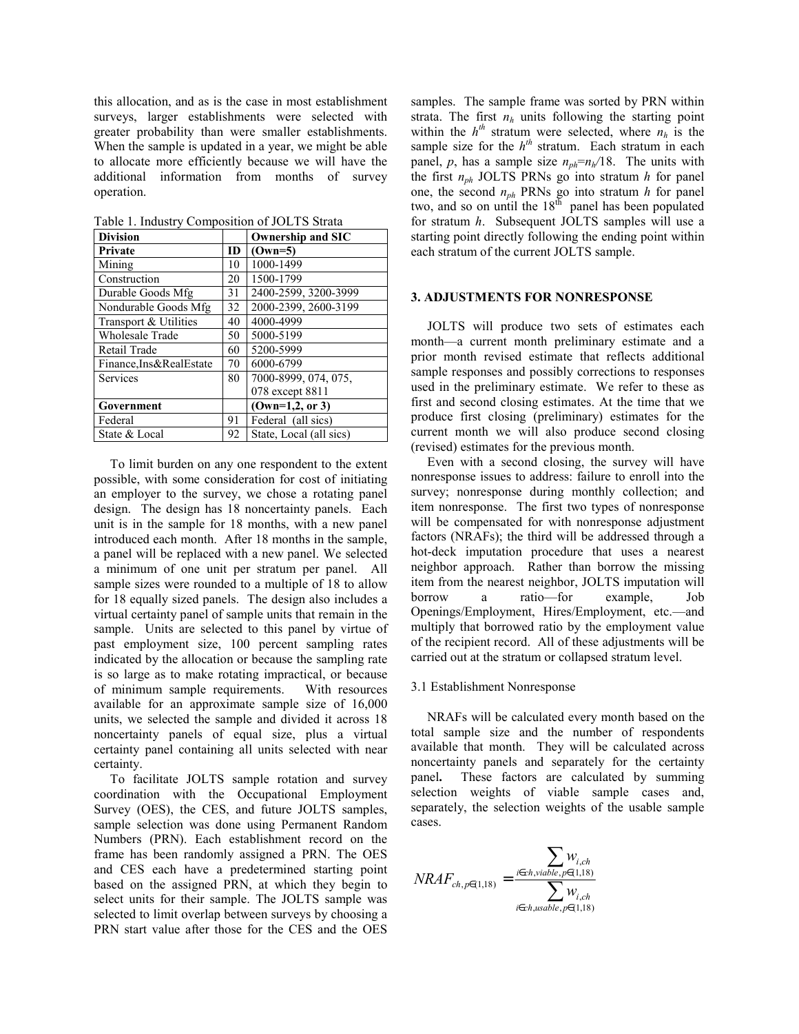this allocation, and as is the case in most establishment surveys, larger establishments were selected with greater probability than were smaller establishments. When the sample is updated in a year, we might be able to allocate more efficiently because we will have the additional information from months of survey operation.

Table 1. Industry Composition of JOLTS Strata

| Division | | Ownership and SIC |
|---|---|---|
| **Private** | **ID** | **(Own=5)** |
| Mining | 10 | 1000-1499 |
| Construction | 20 | 1500-1799 |
| Durable Goods Mfg | 31 | 2400-2599, 3200-3999 |
| Nondurable Goods Mfg | 32 | 2000-2399, 2600-3199 |
| Transport & Utilities | 40 | 4000-4999 |
| Wholesale Trade | 50 | 5000-5199 |
| Retail Trade | 60 | 5200-5999 |
| Finance,Ins&RealEstate | 70 | 6000-6799 |
| Services | 80 | 7000-8999, 074, 075, 078 except 8811 |
| **Government** | | **(Own=1,2, or 3)** |
| Federal | 91 | Federal (all sics) |
| State & Local | 92 | State, Local (all sics) |

To limit burden on any one respondent to the extent possible, with some consideration for cost of initiating an employer to the survey, we chose a rotating panel design. The design has 18 noncertainty panels. Each unit is in the sample for 18 months, with a new panel introduced each month. After 18 months in the sample, a panel will be replaced with a new panel. We selected a minimum of one unit per stratum per panel. All sample sizes were rounded to a multiple of 18 to allow for 18 equally sized panels. The design also includes a virtual certainty panel of sample units that remain in the sample. Units are selected to this panel by virtue of past employment size, 100 percent sampling rates indicated by the allocation or because the sampling rate is so large as to make rotating impractical, or because of minimum sample requirements. With resources available for an approximate sample size of 16,000 units, we selected the sample and divided it across 18 noncertainty panels of equal size, plus a virtual certainty panel containing all units selected with near certainty.

To facilitate JOLTS sample rotation and survey coordination with the Occupational Employment Survey (OES), the CES, and future JOLTS samples, sample selection was done using Permanent Random Numbers (PRN). Each establishment record on the frame has been randomly assigned a PRN. The OES and CES each have a predetermined starting point based on the assigned PRN, at which they begin to select units for their sample. The JOLTS sample was selected to limit overlap between surveys by choosing a PRN start value after those for the CES and the OES samples. The sample frame was sorted by PRN within strata. The first $n_h$ units following the starting point within the $h^{th}$ stratum were selected, where $n_h$ is the sample size for the $h^{th}$ stratum. Each stratum in each panel, $p$, has a sample size $n_{ph}=n_h/18$. The units with the first $n_{ph}$ JOLTS PRNs go into stratum $h$ for panel one, the second $n_{ph}$ PRNs go into stratum $h$ for panel two, and so on until the $18^{th}$ panel has been populated for stratum $h$. Subsequent JOLTS samples will use a starting point directly following the ending point within each stratum of the current JOLTS sample.

## 3. ADJUSTMENTS FOR NONRESPONSE

JOLTS will produce two sets of estimates each month—a current month preliminary estimate and a prior month revised estimate that reflects additional sample responses and possibly corrections to responses used in the preliminary estimate. We refer to these as first and second closing estimates. At the time that we produce first closing (preliminary) estimates for the current month we will also produce second closing (revised) estimates for the previous month.

Even with a second closing, the survey will have nonresponse issues to address: failure to enroll into the survey; nonresponse during monthly collection; and item nonresponse. The first two types of nonresponse will be compensated for with nonresponse adjustment factors (NRAFs); the third will be addressed through a hot-deck imputation procedure that uses a nearest neighbor approach. Rather than borrow the missing item from the nearest neighbor, JOLTS imputation will borrow a ratio—for example, Job Openings/Employment, Hires/Employment, etc.—and multiply that borrowed ratio by the employment value of the recipient record. All of these adjustments will be carried out at the stratum or collapsed stratum level.

### 3.1 Establishment Nonresponse

NRAFs will be calculated every month based on the total sample size and the number of respondents available that month. They will be calculated across noncertainty panels and separately for the certainty panel**.** These factors are calculated by summing selection weights of viable sample cases and, separately, the selection weights of the usable sample cases.

$$NRAF_{ch,p\in(1,18)} = \frac{\sum_{i\in ch,viable,p\in(1,18)} w_{i,ch}}{\sum_{i\in ch,usable,p\in(1,18)} w_{i,ch}}$$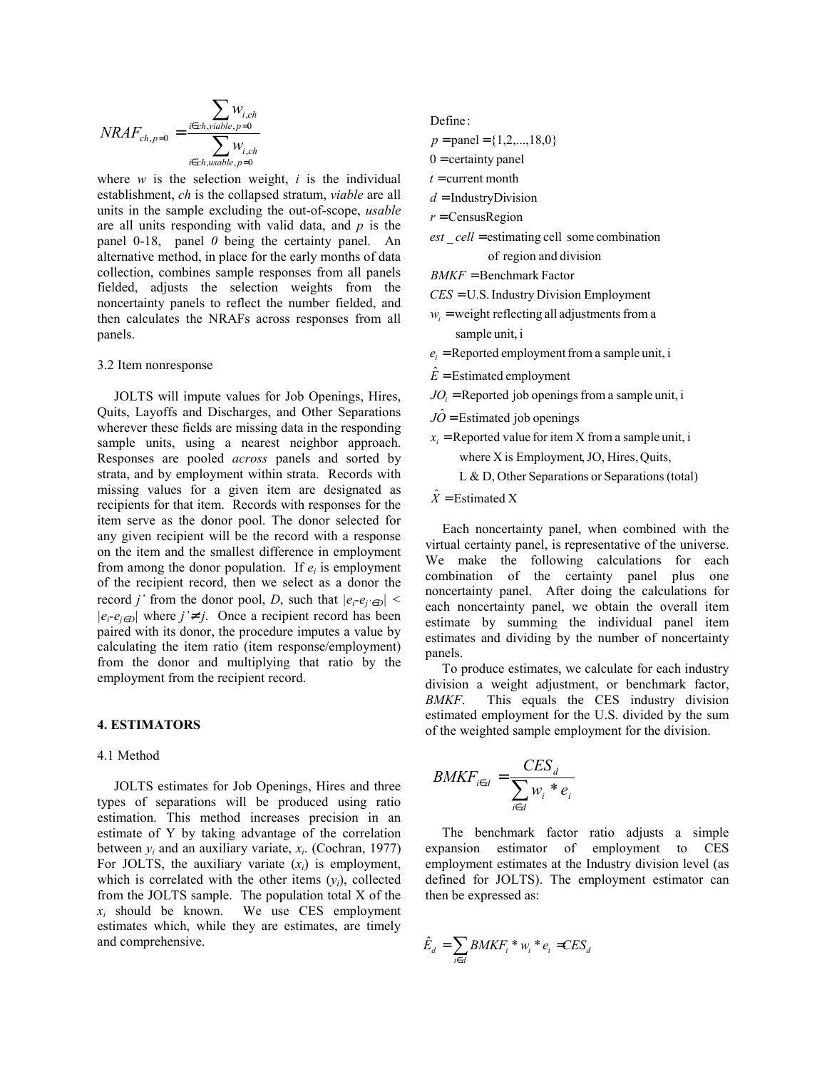$$NRAF_{ch,p=0} = \frac{\sum_{i \in ch,viable,p=0} w_{i,ch}}{\sum_{i \in ch,usable,p=0} w_{i,ch}}$$

where $w$ is the selection weight, $i$ is the individual establishment, $ch$ is the collapsed stratum, *viable* are all units in the sample excluding the out-of-scope, *usable* are all units responding with valid data, and $p$ is the panel 0-18, panel *0* being the certainty panel. An alternative method, in place for the early months of data collection, combines sample responses from all panels fielded, adjusts the selection weights from the noncertainty panels to reflect the number fielded, and then calculates the NRAFs across responses from all panels.

3.2 Item nonresponse

JOLTS will impute values for Job Openings, Hires, Quits, Layoffs and Discharges, and Other Separations wherever these fields are missing data in the responding sample units, using a nearest neighbor approach. Responses are pooled *across* panels and sorted by strata, and by employment within strata. Records with missing values for a given item are designated as recipients for that item. Records with responses for the item serve as the donor pool. The donor selected for any given recipient will be the record with a response on the item and the smallest difference in employment from among the donor population. If $e_i$ is employment of the recipient record, then we select as a donor the record $j'$ from the donor pool, $D$, such that $|e_i - e_{j' \in D}| < |e_i - e_{j \in D}|$ where $j' \neq j$. Once a recipient record has been paired with its donor, the procedure imputes a value by calculating the item ratio (item response/employment) from the donor and multiplying that ratio by the employment from the recipient record.

## 4. ESTIMATORS

4.1 Method

JOLTS estimates for Job Openings, Hires and three types of separations will be produced using ratio estimation. This method increases precision in an estimate of Y by taking advantage of the correlation between $y_i$ and an auxiliary variate, $x_i$. (Cochran, 1977) For JOLTS, the auxiliary variate ($x_i$) is employment, which is correlated with the other items ($y_i$), collected from the JOLTS sample. The population total X of the $x_i$ should be known. We use CES employment estimates which, while they are estimates, are timely and comprehensive.

Define:

$p =$ panel $= \{1,2,...,18,0\}$

$0 =$ certainty panel

$t =$ current month

$d =$ IndustryDivision

$r =$ CensusRegion

$est\_cell =$ estimating cell some combination of region and division

$BMKF =$ Benchmark Factor

$CES =$ U.S. Industry Division Employment

$w_i =$ weight reflecting all adjustments from a sample unit, i

$e_i =$ Reported employment from a sample unit, i

$\hat{E} =$ Estimated employment

$JO_i =$ Reported job openings from a sample unit, i

$J\hat{O} =$ Estimated job openings

$x_i =$ Reported value for item X from a sample unit, i where X is Employment, JO, Hires, Quits, L & D, Other Separations or Separations (total)

$\hat{X} =$ Estimated X

Each noncertainty panel, when combined with the virtual certainty panel, is representative of the universe. We make the following calculations for each combination of the certainty panel plus one noncertainty panel. After doing the calculations for each noncertainty panel, we obtain the overall item estimate by summing the individual panel item estimates and dividing by the number of noncertainty panels.

To produce estimates, we calculate for each industry division a weight adjustment, or benchmark factor, *BMKF*. This equals the CES industry division estimated employment for the U.S. divided by the sum of the weighted sample employment for the division.

$$BMKF_{i \in d} = \frac{CES_d}{\sum_{i \in d} w_i * e_i}$$

The benchmark factor ratio adjusts a simple expansion estimator of employment to CES employment estimates at the Industry division level (as defined for JOLTS). The employment estimator can then be expressed as:

$$\hat{E}_d = \sum_{i \in d} BMKF_i * w_i * e_i = CES_d$$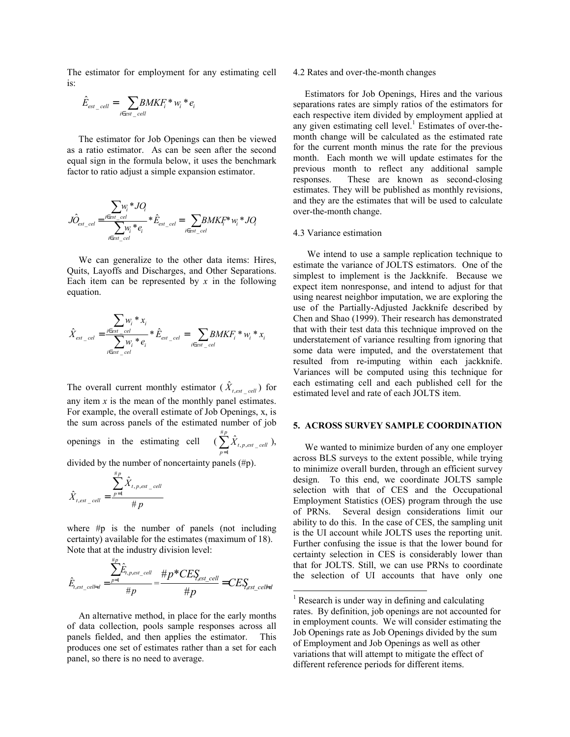The estimator for employment for any estimating cell is:

$$\hat{E}_{est\_cell} = \sum_{i \in est\_cell} BMKF_i * w_i * e_i$$

The estimator for Job Openings can then be viewed as a ratio estimator. As can be seen after the second equal sign in the formula below, it uses the benchmark factor to ratio adjust a simple expansion estimator.

$$J\hat{O}_{est\_cel} = \frac{\sum_{i \in est\_cel} w_i * JO_i}{\sum_{i \in est\_cel} w_i * e_i} * \hat{E}_{est\_cel} = \sum_{i \in est\_cel} BMKF_i * w_i * JO_i$$

We can generalize to the other data items: Hires, Quits, Layoffs and Discharges, and Other Separations. Each item can be represented by *x* in the following equation.

$$\hat{X}_{est\_cel} = \frac{\sum_{i \in est\_cel} w_i * x_i}{\sum_{i \in est\_cel} w_i * e_i} * \hat{E}_{est\_cel} = \sum_{i \in est\_cel} BMKF_i * w_i * x_i$$

The overall current monthly estimator ($\hat{X}_{t,est\_cell}$) for any item *x* is the mean of the monthly panel estimates. For example, the overall estimate of Job Openings, x, is the sum across panels of the estimated number of job openings in the estimating cell ($\sum_{p=1}^{\#p} \hat{X}_{t,p,est\_cell}$), divided by the number of noncertainty panels (#p).

$$\hat{X}_{t,est\_cell} = \frac{\sum_{p=1}^{\#p} \hat{X}_{t,p,est\_cell}}{\#p}$$

where #p is the number of panels (not including certainty) available for the estimates (maximum of 18). Note that at the industry division level:

$$\hat{E}_{t,est\_cell=d} = \frac{\sum_{p=1}^{\#p} \hat{E}_{t,p,est\_cell}}{\#p} = \frac{\#p * CES_{t,est\_cell}}{\#p} = CES_{t,est\_cell=d}$$

An alternative method, in place for the early months of data collection, pools sample responses across all panels fielded, and then applies the estimator. This produces one set of estimates rather than a set for each panel, so there is no need to average.

4.2 Rates and over-the-month changes

Estimators for Job Openings, Hires and the various separations rates are simply ratios of the estimators for each respective item divided by employment applied at any given estimating cell level.[1] Estimates of over-the-month change will be calculated as the estimated rate for the current month minus the rate for the previous month. Each month we will update estimates for the previous month to reflect any additional sample responses. These are known as second-closing estimates. They will be published as monthly revisions, and they are the estimates that will be used to calculate over-the-month change.

4.3 Variance estimation

We intend to use a sample replication technique to estimate the variance of JOLTS estimators. One of the simplest to implement is the Jackknife. Because we expect item nonresponse, and intend to adjust for that using nearest neighbor imputation, we are exploring the use of the Partially-Adjusted Jackknife described by Chen and Shao (1999). Their research has demonstrated that with their test data this technique improved on the understatement of variance resulting from ignoring that some data were imputed, and the overstatement that resulted from re-imputing within each jackknife. Variances will be computed using this technique for each estimating cell and each published cell for the estimated level and rate of each JOLTS item.

## 5. ACROSS SURVEY SAMPLE COORDINATION

We wanted to minimize burden of any one employer across BLS surveys to the extent possible, while trying to minimize overall burden, through an efficient survey design. To this end, we coordinate JOLTS sample selection with that of CES and the Occupational Employment Statistics (OES) program through the use of PRNs. Several design considerations limit our ability to do this. In the case of CES, the sampling unit is the UI account while JOLTS uses the reporting unit. Further confusing the issue is that the lower bound for certainty selection in CES is considerably lower than that for JOLTS. Still, we can use PRNs to coordinate the selection of UI accounts that have only one

---

[1] Research is under way in defining and calculating rates. By definition, job openings are not accounted for in employment counts. We will consider estimating the Job Openings rate as Job Openings divided by the sum of Employment and Job Openings as well as other variations that will attempt to mitigate the effect of different reference periods for different items.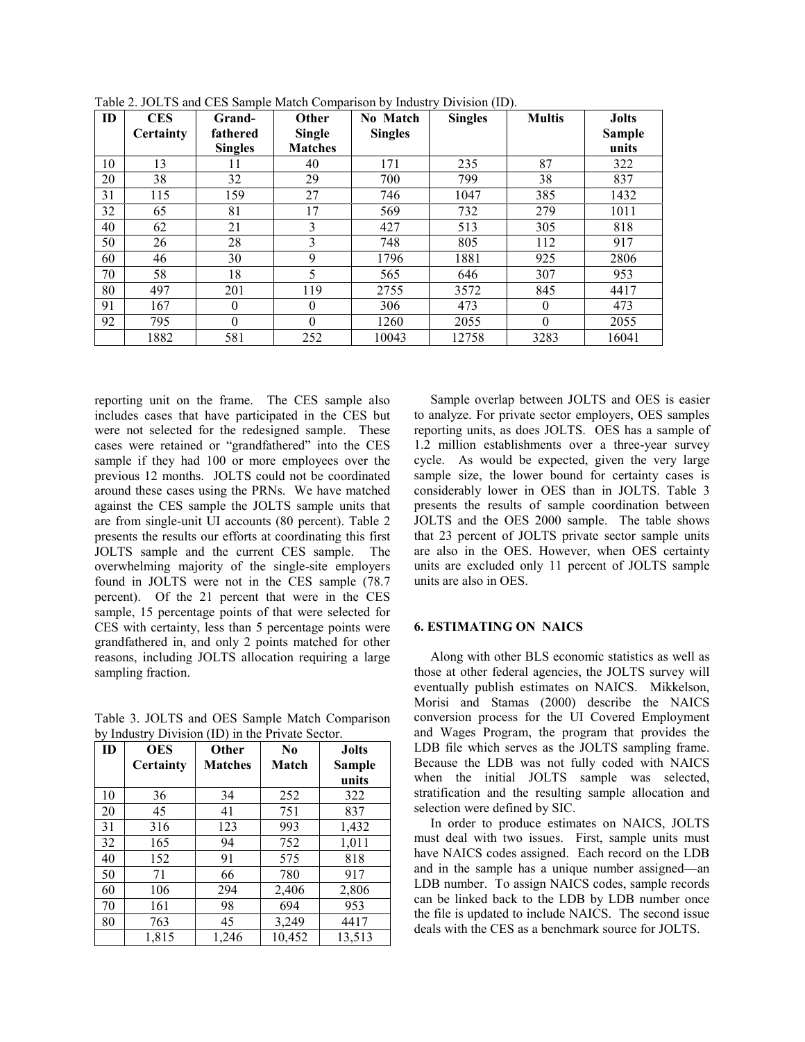Table 2. JOLTS and CES Sample Match Comparison by Industry Division (ID).

| ID | CES Certainty | Grand-fathered Singles | Other Single Matches | No Match Singles | Singles | Multis | Jolts Sample units |
|---|---|---|---|---|---|---|---|
| 10 | 13 | 11 | 40 | 171 | 235 | 87 | 322 |
| 20 | 38 | 32 | 29 | 700 | 799 | 38 | 837 |
| 31 | 115 | 159 | 27 | 746 | 1047 | 385 | 1432 |
| 32 | 65 | 81 | 17 | 569 | 732 | 279 | 1011 |
| 40 | 62 | 21 | 3 | 427 | 513 | 305 | 818 |
| 50 | 26 | 28 | 3 | 748 | 805 | 112 | 917 |
| 60 | 46 | 30 | 9 | 1796 | 1881 | 925 | 2806 |
| 70 | 58 | 18 | 5 | 565 | 646 | 307 | 953 |
| 80 | 497 | 201 | 119 | 2755 | 3572 | 845 | 4417 |
| 91 | 167 | 0 | 0 | 306 | 473 | 0 | 473 |
| 92 | 795 | 0 | 0 | 1260 | 2055 | 0 | 2055 |
| | 1882 | 581 | 252 | 10043 | 12758 | 3283 | 16041 |

reporting unit on the frame. The CES sample also includes cases that have participated in the CES but were not selected for the redesigned sample. These cases were retained or "grandfathered" into the CES sample if they had 100 or more employees over the previous 12 months. JOLTS could not be coordinated around these cases using the PRNs. We have matched against the CES sample the JOLTS sample units that are from single-unit UI accounts (80 percent). Table 2 presents the results our efforts at coordinating this first JOLTS sample and the current CES sample. The overwhelming majority of the single-site employers found in JOLTS were not in the CES sample (78.7 percent). Of the 21 percent that were in the CES sample, 15 percentage points of that were selected for CES with certainty, less than 5 percentage points were grandfathered in, and only 2 points matched for other reasons, including JOLTS allocation requiring a large sampling fraction.

Table 3. JOLTS and OES Sample Match Comparison by Industry Division (ID) in the Private Sector.

| ID | OES Certainty | Other Matches | No Match | Jolts Sample units |
|---|---|---|---|---|
| 10 | 36 | 34 | 252 | 322 |
| 20 | 45 | 41 | 751 | 837 |
| 31 | 316 | 123 | 993 | 1,432 |
| 32 | 165 | 94 | 752 | 1,011 |
| 40 | 152 | 91 | 575 | 818 |
| 50 | 71 | 66 | 780 | 917 |
| 60 | 106 | 294 | 2,406 | 2,806 |
| 70 | 161 | 98 | 694 | 953 |
| 80 | 763 | 45 | 3,249 | 4417 |
| | 1,815 | 1,246 | 10,452 | 13,513 |

Sample overlap between JOLTS and OES is easier to analyze. For private sector employers, OES samples reporting units, as does JOLTS. OES has a sample of 1.2 million establishments over a three-year survey cycle. As would be expected, given the very large sample size, the lower bound for certainty cases is considerably lower in OES than in JOLTS. Table 3 presents the results of sample coordination between JOLTS and the OES 2000 sample. The table shows that 23 percent of JOLTS private sector sample units are also in the OES. However, when OES certainty units are excluded only 11 percent of JOLTS sample units are also in OES.

## 6. ESTIMATING ON NAICS

Along with other BLS economic statistics as well as those at other federal agencies, the JOLTS survey will eventually publish estimates on NAICS. Mikkelson, Morisi and Stamas (2000) describe the NAICS conversion process for the UI Covered Employment and Wages Program, the program that provides the LDB file which serves as the JOLTS sampling frame. Because the LDB was not fully coded with NAICS when the initial JOLTS sample was selected, stratification and the resulting sample allocation and selection were defined by SIC.

In order to produce estimates on NAICS, JOLTS must deal with two issues. First, sample units must have NAICS codes assigned. Each record on the LDB and in the sample has a unique number assigned—an LDB number. To assign NAICS codes, sample records can be linked back to the LDB by LDB number once the file is updated to include NAICS. The second issue deals with the CES as a benchmark source for JOLTS.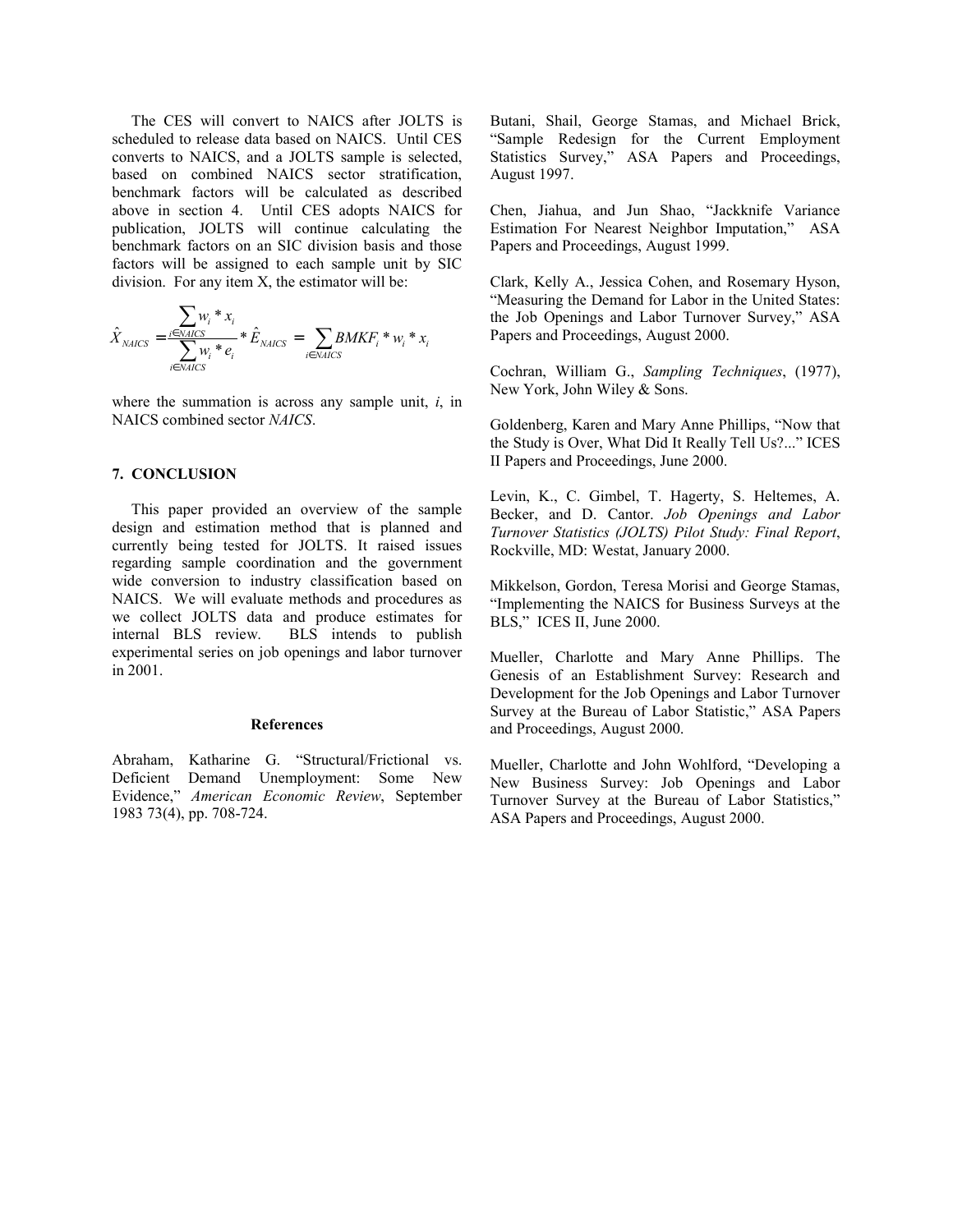The CES will convert to NAICS after JOLTS is scheduled to release data based on NAICS. Until CES converts to NAICS, and a JOLTS sample is selected, based on combined NAICS sector stratification, benchmark factors will be calculated as described above in section 4. Until CES adopts NAICS for publication, JOLTS will continue calculating the benchmark factors on an SIC division basis and those factors will be assigned to each sample unit by SIC division. For any item X, the estimator will be:

$$\hat{X}_{NAICS} = \frac{\sum_{i \in NAICS} w_i * x_i}{\sum_{i \in NAICS} w_i * e_i} * \hat{E}_{NAICS} = \sum_{i \in NAICS} BMKF_i * w_i * x_i$$

where the summation is across any sample unit, *i*, in NAICS combined sector *NAICS*.

## 7. CONCLUSION

This paper provided an overview of the sample design and estimation method that is planned and currently being tested for JOLTS. It raised issues regarding sample coordination and the government wide conversion to industry classification based on NAICS. We will evaluate methods and procedures as we collect JOLTS data and produce estimates for internal BLS review. BLS intends to publish experimental series on job openings and labor turnover in 2001.

## References

Abraham, Katharine G. "Structural/Frictional vs. Deficient Demand Unemployment: Some New Evidence," *American Economic Review*, September 1983 73(4), pp. 708-724.

Butani, Shail, George Stamas, and Michael Brick, "Sample Redesign for the Current Employment Statistics Survey," ASA Papers and Proceedings, August 1997.

Chen, Jiahua, and Jun Shao, "Jackknife Variance Estimation For Nearest Neighbor Imputation," ASA Papers and Proceedings, August 1999.

Clark, Kelly A., Jessica Cohen, and Rosemary Hyson, "Measuring the Demand for Labor in the United States: the Job Openings and Labor Turnover Survey," ASA Papers and Proceedings, August 2000.

Cochran, William G., *Sampling Techniques*, (1977), New York, John Wiley & Sons.

Goldenberg, Karen and Mary Anne Phillips, "Now that the Study is Over, What Did It Really Tell Us?..." ICES II Papers and Proceedings, June 2000.

Levin, K., C. Gimbel, T. Hagerty, S. Heltemes, A. Becker, and D. Cantor. *Job Openings and Labor Turnover Statistics (JOLTS) Pilot Study: Final Report*, Rockville, MD: Westat, January 2000.

Mikkelson, Gordon, Teresa Morisi and George Stamas, "Implementing the NAICS for Business Surveys at the BLS," ICES II, June 2000.

Mueller, Charlotte and Mary Anne Phillips. The Genesis of an Establishment Survey: Research and Development for the Job Openings and Labor Turnover Survey at the Bureau of Labor Statistic," ASA Papers and Proceedings, August 2000.

Mueller, Charlotte and John Wohlford, "Developing a New Business Survey: Job Openings and Labor Turnover Survey at the Bureau of Labor Statistics," ASA Papers and Proceedings, August 2000.